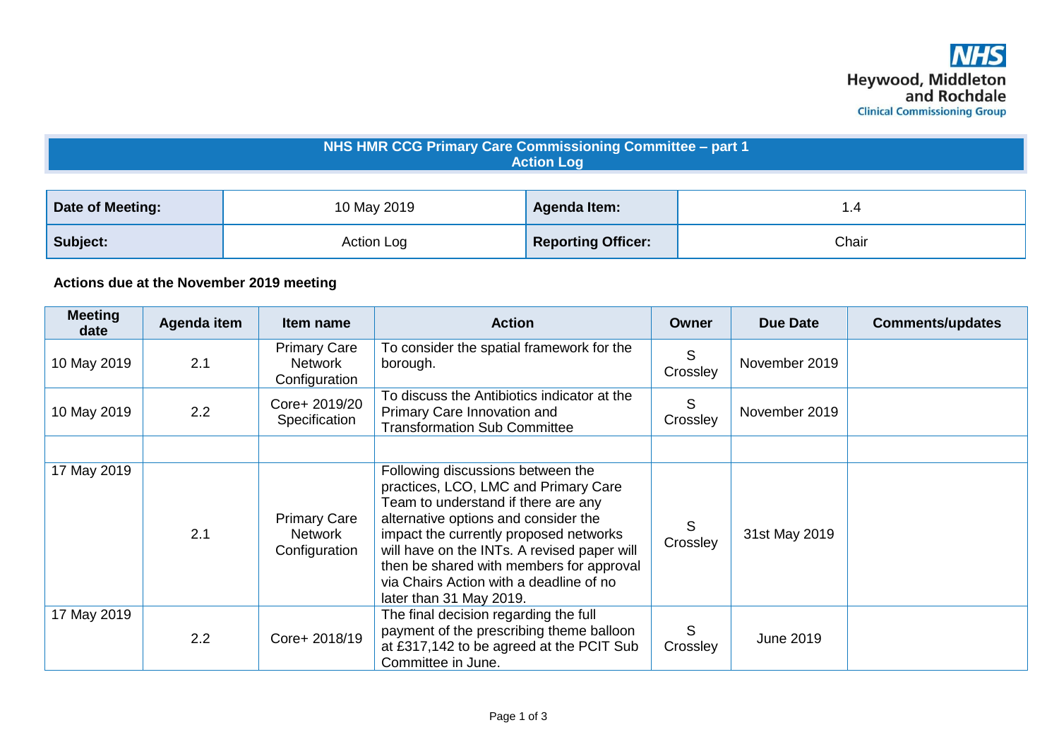NHS
Heywood, Middleton and Rochdale
Clinical Commissioning Group

# NHS HMR CCG Primary Care Commissioning Committee – part 1
## Action Log

| Date of Meeting: | 10 May 2019 | Agenda Item: | 1.4 |
|---|---|---|---|
| Subject: | Action Log | Reporting Officer: | Chair |

**Actions due at the November 2019 meeting**

| Meeting date | Agenda item | Item name | Action | Owner | Due Date | Comments/updates |
|---|---|---|---|---|---|---|
| 10 May 2019 | 2.1 | Primary Care Network Configuration | To consider the spatial framework for the borough. | S Crossley | November 2019 | |
| 10 May 2019 | 2.2 | Core+ 2019/20 Specification | To discuss the Antibiotics indicator at the Primary Care Innovation and Transformation Sub Committee | S Crossley | November 2019 | |
| | | | | | | |
| 17 May 2019 | 2.1 | Primary Care Network Configuration | Following discussions between the practices, LCO, LMC and Primary Care Team to understand if there are any alternative options and consider the impact the currently proposed networks will have on the INTs. A revised paper will then be shared with members for approval via Chairs Action with a deadline of no later than 31 May 2019. | S Crossley | 31st May 2019 | |
| 17 May 2019 | 2.2 | Core+ 2018/19 | The final decision regarding the full payment of the prescribing theme balloon at £317,142 to be agreed at the PCIT Sub Committee in June. | S Crossley | June 2019 | |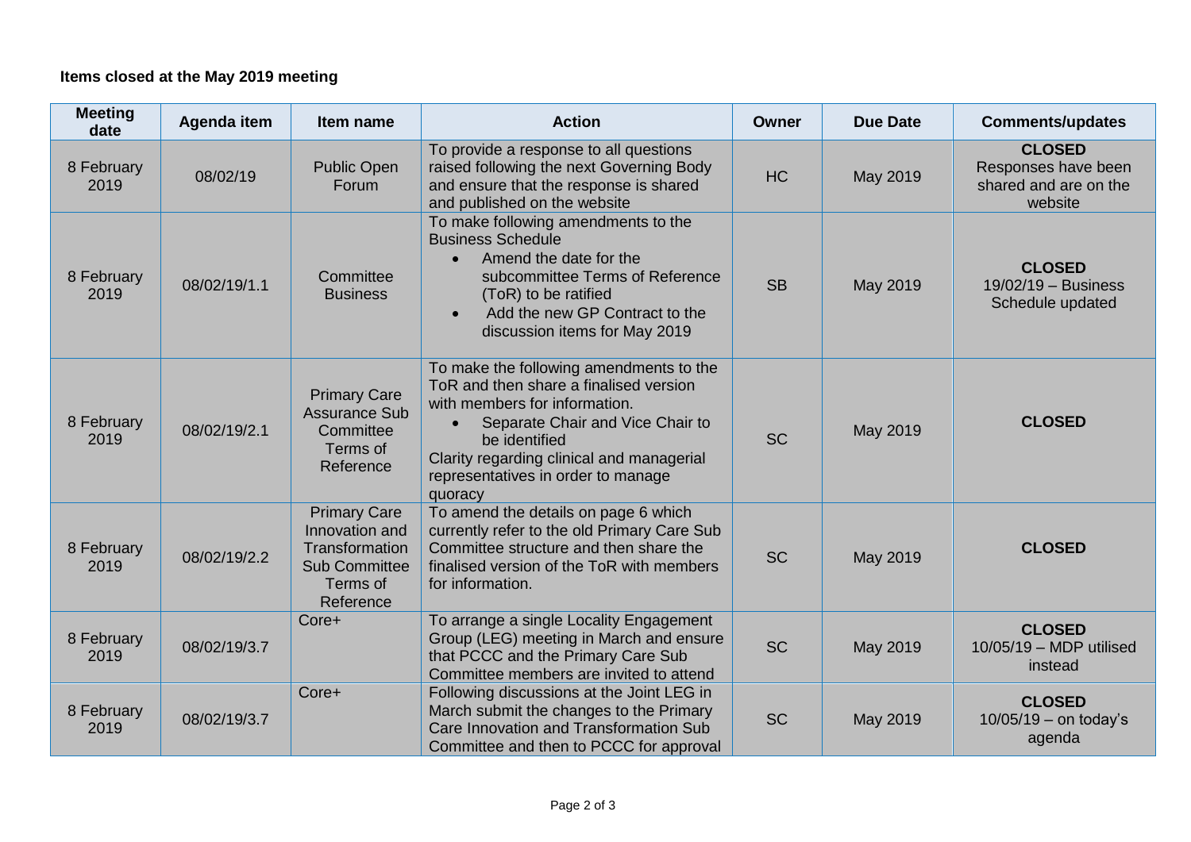**Items closed at the May 2019 meeting**

| Meeting date | Agenda item | Item name | Action | Owner | Due Date | Comments/updates |
|---|---|---|---|---|---|---|
| 8 February 2019 | 08/02/19 | Public Open Forum | To provide a response to all questions raised following the next Governing Body and ensure that the response is shared and published on the website | HC | May 2019 | **CLOSED** Responses have been shared and are on the website |
| 8 February 2019 | 08/02/19/1.1 | Committee Business | To make following amendments to the Business Schedule<br>• Amend the date for the subcommittee Terms of Reference (ToR) to be ratified<br>• Add the new GP Contract to the discussion items for May 2019 | SB | May 2019 | **CLOSED** 19/02/19 – Business Schedule updated |
| 8 February 2019 | 08/02/19/2.1 | Primary Care Assurance Sub Committee Terms of Reference | To make the following amendments to the ToR and then share a finalised version with members for information.<br>• Separate Chair and Vice Chair to be identified<br>Clarity regarding clinical and managerial representatives in order to manage quoracy | SC | May 2019 | **CLOSED** |
| 8 February 2019 | 08/02/19/2.2 | Primary Care Innovation and Transformation Sub Committee Terms of Reference | To amend the details on page 6 which currently refer to the old Primary Care Sub Committee structure and then share the finalised version of the ToR with members for information. | SC | May 2019 | **CLOSED** |
| 8 February 2019 | 08/02/19/3.7 | Core+ | To arrange a single Locality Engagement Group (LEG) meeting in March and ensure that PCCC and the Primary Care Sub Committee members are invited to attend | SC | May 2019 | **CLOSED** 10/05/19 – MDP utilised instead |
| 8 February 2019 | 08/02/19/3.7 | Core+ | Following discussions at the Joint LEG in March submit the changes to the Primary Care Innovation and Transformation Sub Committee and then to PCCC for approval | SC | May 2019 | **CLOSED** 10/05/19 – on today's agenda |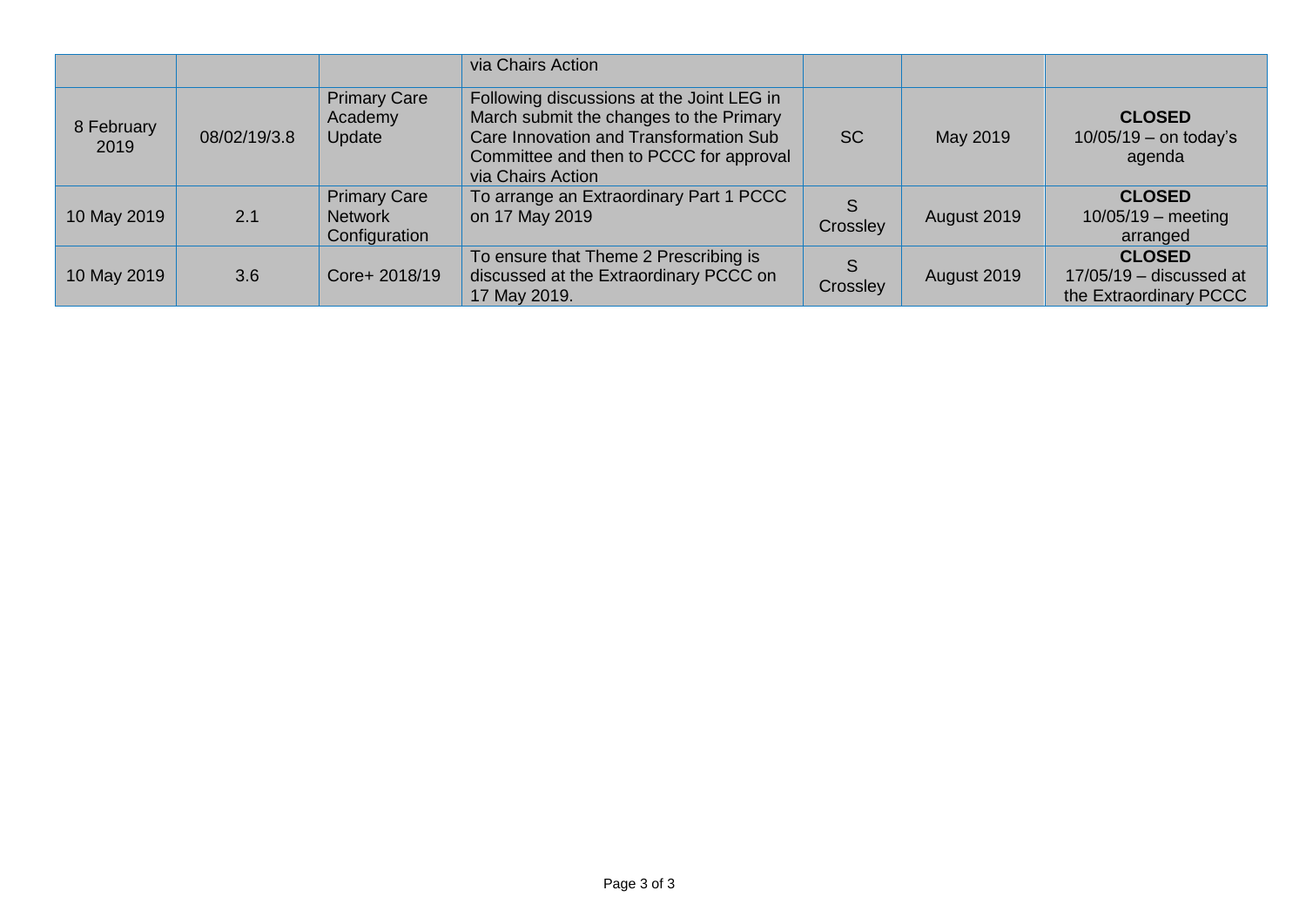| | | | | | | |
|---|---|---|---|---|---|---|
| | | | via Chairs Action | | | |
| 8 February 2019 | 08/02/19/3.8 | Primary Care Academy Update | Following discussions at the Joint LEG in March submit the changes to the Primary Care Innovation and Transformation Sub Committee and then to PCCC for approval via Chairs Action | SC | May 2019 | **CLOSED** 10/05/19 – on today's agenda |
| 10 May 2019 | 2.1 | Primary Care Network Configuration | To arrange an Extraordinary Part 1 PCCC on 17 May 2019 | S Crossley | August 2019 | **CLOSED** 10/05/19 – meeting arranged |
| 10 May 2019 | 3.6 | Core+ 2018/19 | To ensure that Theme 2 Prescribing is discussed at the Extraordinary PCCC on 17 May 2019. | S Crossley | August 2019 | **CLOSED** 17/05/19 – discussed at the Extraordinary PCCC |